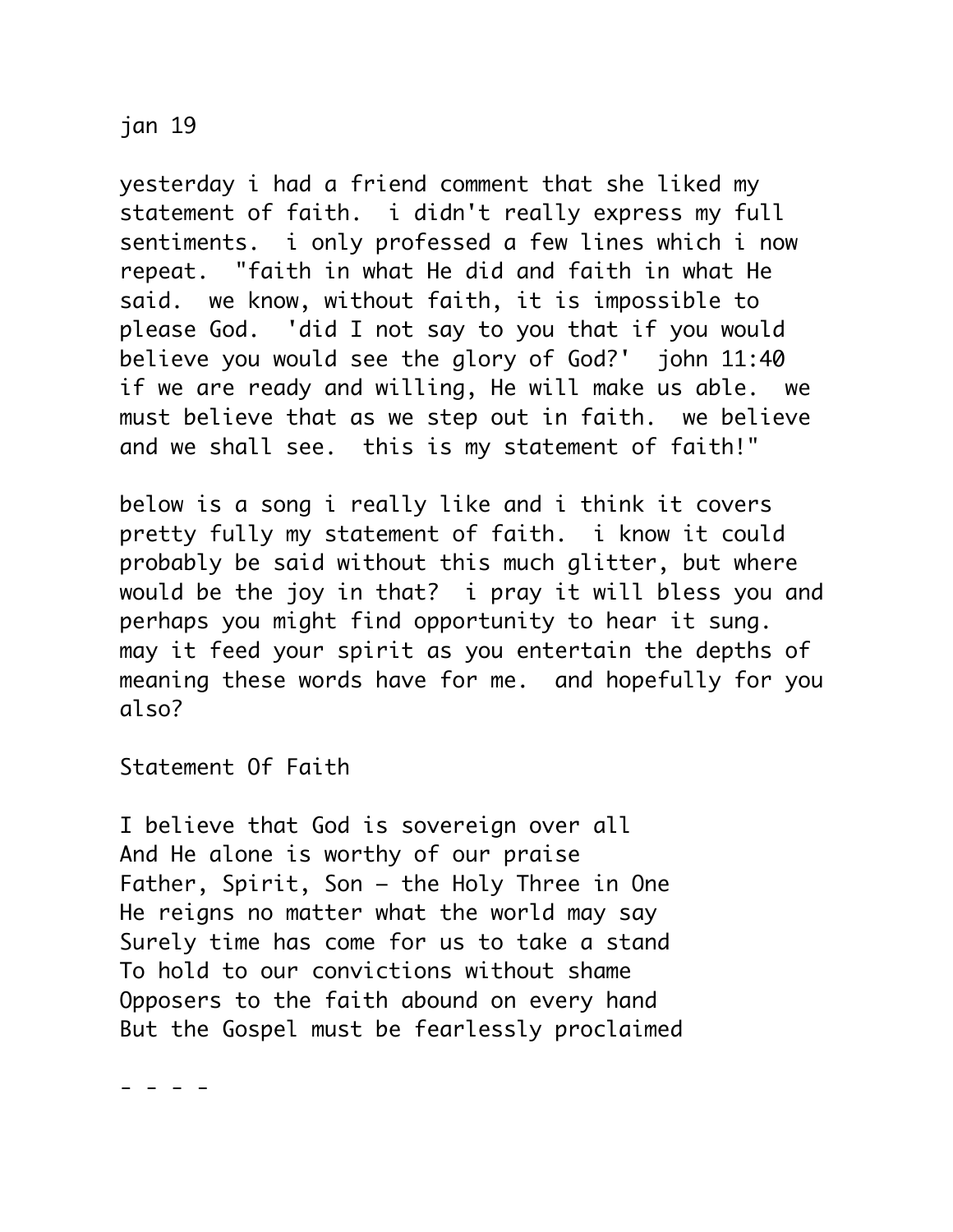jan 19

yesterday i had a friend comment that she liked my statement of faith.  i didn't really express my full sentiments.  i only professed a few lines which i now repeat.  "faith in what He did and faith in what He said.  we know, without faith, it is impossible to please God.  'did I not say to you that if you would believe you would see the glory of God?'  john 11:40 if we are ready and willing, He will make us able.  we must believe that as we step out in faith.  we believe and we shall see.  this is my statement of faith!"

below is a song i really like and i think it covers pretty fully my statement of faith.  i know it could probably be said without this much glitter, but where would be the joy in that?  i pray it will bless you and perhaps you might find opportunity to hear it sung.  may it feed your spirit as you entertain the depths of meaning these words have for me.  and hopefully for you also?

Statement Of Faith

I believe that God is sovereign over all  
And He alone is worthy of our praise  
Father, Spirit, Son – the Holy Three in One  
He reigns no matter what the world may say  
Surely time has come for us to take a stand  
To hold to our convictions without shame  
Opposers to the faith abound on every hand  
But the Gospel must be fearlessly proclaimed

- - - -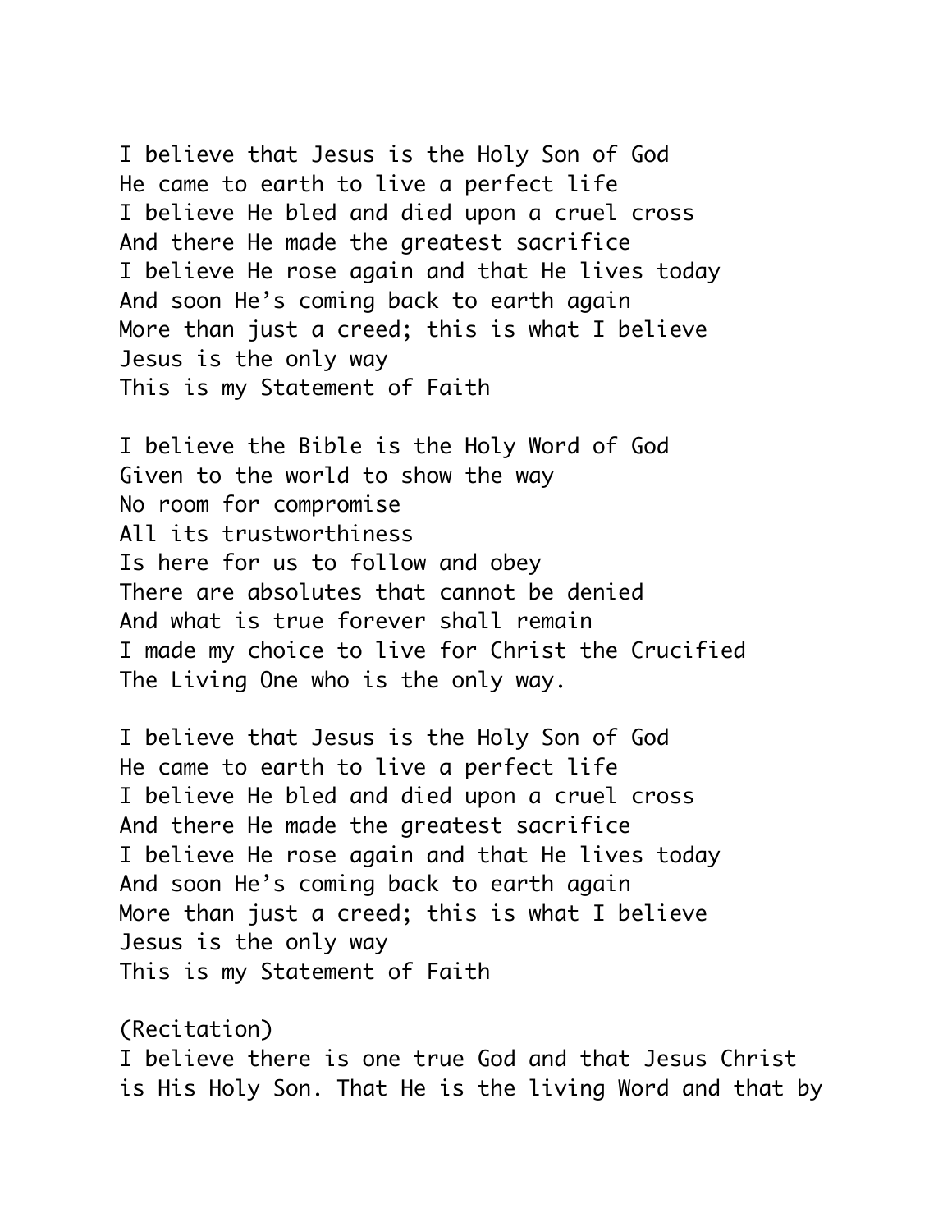I believe that Jesus is the Holy Son of God
He came to earth to live a perfect life
I believe He bled and died upon a cruel cross
And there He made the greatest sacrifice
I believe He rose again and that He lives today
And soon He's coming back to earth again
More than just a creed; this is what I believe
Jesus is the only way
This is my Statement of Faith

I believe the Bible is the Holy Word of God
Given to the world to show the way
No room for compromise
All its trustworthiness
Is here for us to follow and obey
There are absolutes that cannot be denied
And what is true forever shall remain
I made my choice to live for Christ the Crucified
The Living One who is the only way.

I believe that Jesus is the Holy Son of God
He came to earth to live a perfect life
I believe He bled and died upon a cruel cross
And there He made the greatest sacrifice
I believe He rose again and that He lives today
And soon He's coming back to earth again
More than just a creed; this is what I believe
Jesus is the only way
This is my Statement of Faith

(Recitation)
I believe there is one true God and that Jesus Christ is His Holy Son. That He is the living Word and that by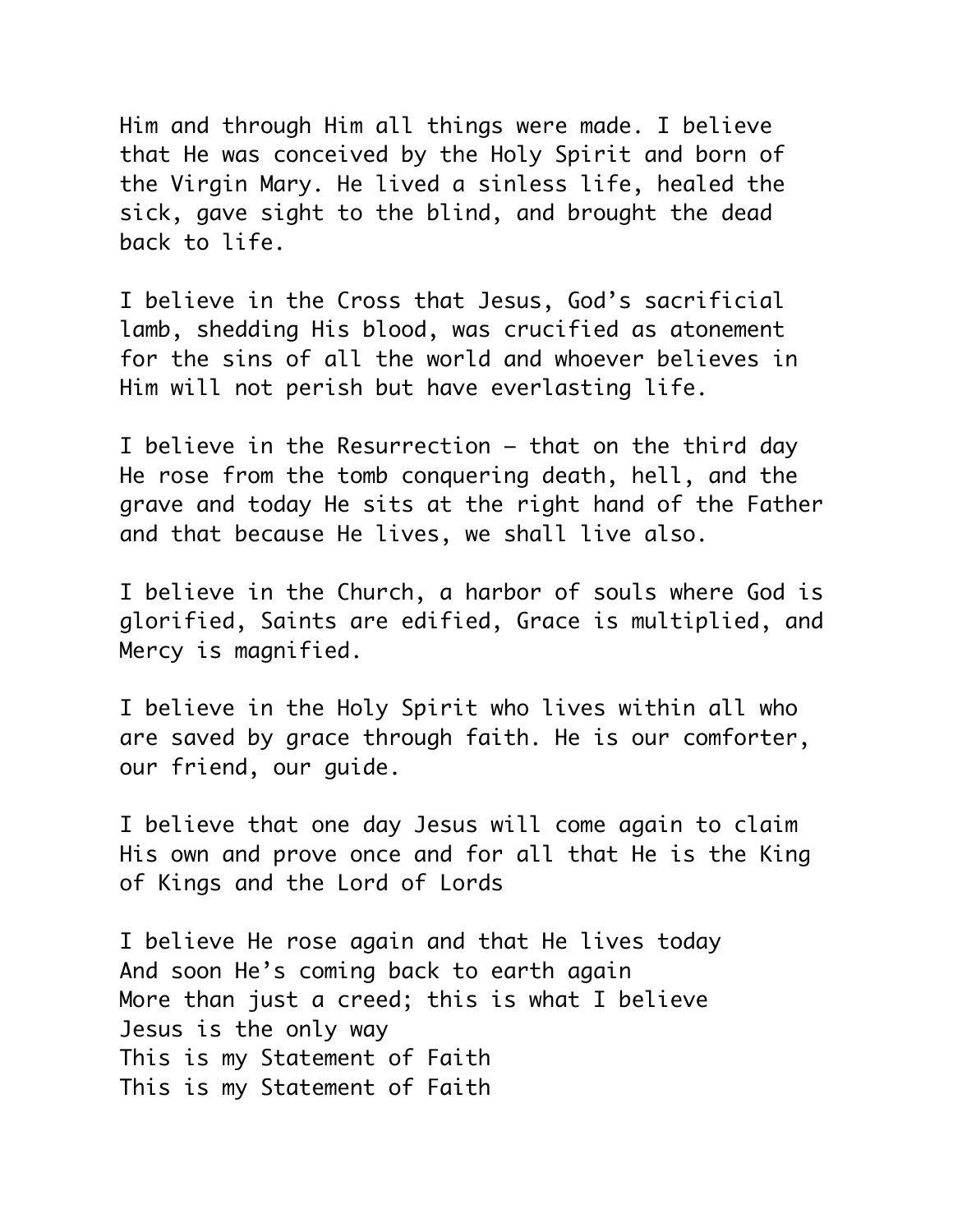Him and through Him all things were made. I believe that He was conceived by the Holy Spirit and born of the Virgin Mary. He lived a sinless life, healed the sick, gave sight to the blind, and brought the dead back to life.

I believe in the Cross that Jesus, God's sacrificial lamb, shedding His blood, was crucified as atonement for the sins of all the world and whoever believes in Him will not perish but have everlasting life.

I believe in the Resurrection – that on the third day He rose from the tomb conquering death, hell, and the grave and today He sits at the right hand of the Father and that because He lives, we shall live also.

I believe in the Church, a harbor of souls where God is glorified, Saints are edified, Grace is multiplied, and Mercy is magnified.

I believe in the Holy Spirit who lives within all who are saved by grace through faith. He is our comforter, our friend, our guide.

I believe that one day Jesus will come again to claim His own and prove once and for all that He is the King of Kings and the Lord of Lords

I believe He rose again and that He lives today  
And soon He's coming back to earth again  
More than just a creed; this is what I believe  
Jesus is the only way  
This is my Statement of Faith  
This is my Statement of Faith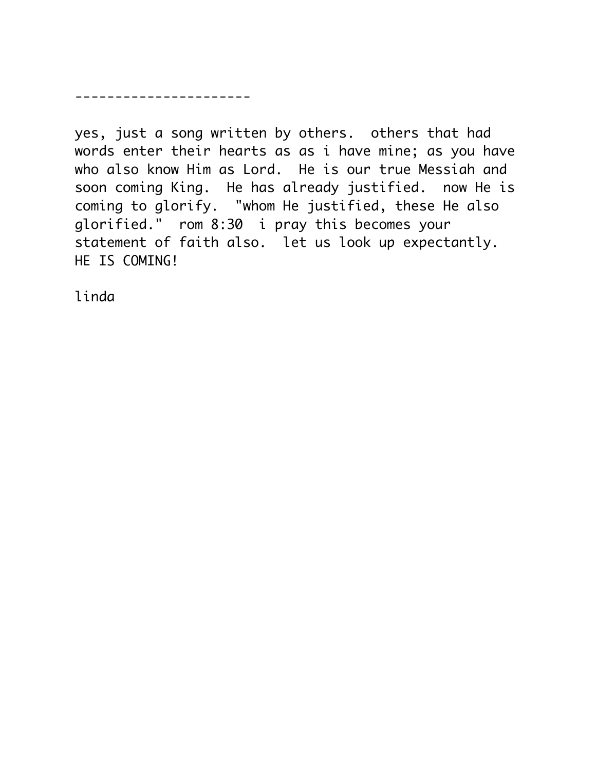----------------------

yes, just a song written by others. others that had words enter their hearts as as i have mine; as you have who also know Him as Lord. He is our true Messiah and soon coming King. He has already justified. now He is coming to glorify. "whom He justified, these He also glorified." rom 8:30 i pray this becomes your statement of faith also. let us look up expectantly. HE IS COMING!

linda